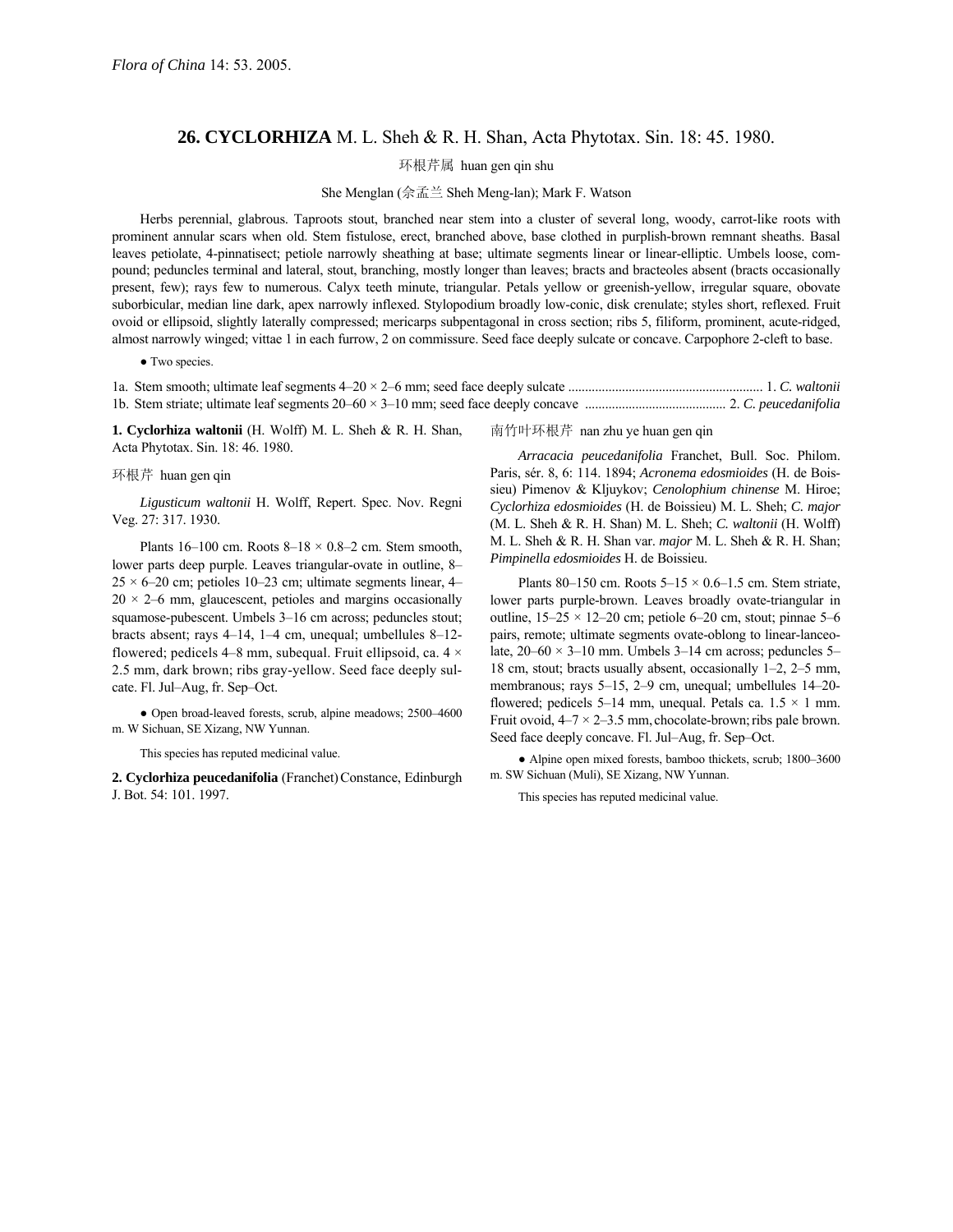*Flora of China* 14: 53. 2005.

# 26. CYCLORHIZA M. L. Sheh & R. H. Shan, Acta Phytotax. Sin. 18: 45. 1980.

环根芹属 huan gen qin shu

She Menglan (佘孟兰 Sheh Meng-lan); Mark F. Watson

Herbs perennial, glabrous. Taproots stout, branched near stem into a cluster of several long, woody, carrot-like roots with prominent annular scars when old. Stem fistulose, erect, branched above, base clothed in purplish-brown remnant sheaths. Basal leaves petiolate, 4-pinnatisect; petiole narrowly sheathing at base; ultimate segments linear or linear-elliptic. Umbels loose, compound; peduncles terminal and lateral, stout, branching, mostly longer than leaves; bracts and bracteoles absent (bracts occasionally present, few); rays few to numerous. Calyx teeth minute, triangular. Petals yellow or greenish-yellow, irregular square, obovate suborbicular, median line dark, apex narrowly inflexed. Stylopodium broadly low-conic, disk crenulate; styles short, reflexed. Fruit ovoid or ellipsoid, slightly laterally compressed; mericarps subpentagonal in cross section; ribs 5, filiform, prominent, acute-ridged, almost narrowly winged; vittae 1 in each furrow, 2 on commissure. Seed face deeply sulcate or concave. Carpophore 2-cleft to base.

● Two species.

1a. Stem smooth; ultimate leaf segments 4–20 × 2–6 mm; seed face deeply sulcate .......................................................... 1. *C. waltonii*
1b. Stem striate; ultimate leaf segments 20–60 × 3–10 mm; seed face deeply concave .......................................... 2. *C. peucedanifolia*

**1. Cyclorhiza waltonii** (H. Wolff) M. L. Sheh & R. H. Shan, Acta Phytotax. Sin. 18: 46. 1980.

环根芹 huan gen qin

*Ligusticum waltonii* H. Wolff, Repert. Spec. Nov. Regni Veg. 27: 317. 1930.

Plants 16–100 cm. Roots 8–18 × 0.8–2 cm. Stem smooth, lower parts deep purple. Leaves triangular-ovate in outline, 8–25 × 6–20 cm; petioles 10–23 cm; ultimate segments linear, 4–20 × 2–6 mm, glaucescent, petioles and margins occasionally squamose-pubescent. Umbels 3–16 cm across; peduncles stout; bracts absent; rays 4–14, 1–4 cm, unequal; umbellules 8–12-flowered; pedicels 4–8 mm, subequal. Fruit ellipsoid, ca. 4 × 2.5 mm, dark brown; ribs gray-yellow. Seed face deeply sulcate. Fl. Jul–Aug, fr. Sep–Oct.

● Open broad-leaved forests, scrub, alpine meadows; 2500–4600 m. W Sichuan, SE Xizang, NW Yunnan.

This species has reputed medicinal value.

**2. Cyclorhiza peucedanifolia** (Franchet) Constance, Edinburgh J. Bot. 54: 101. 1997.

南竹叶环根芹 nan zhu ye huan gen qin

*Arracacia peucedanifolia* Franchet, Bull. Soc. Philom. Paris, sér. 8, 6: 114. 1894; *Acronema edosmioides* (H. de Boissieu) Pimenov & Kljuykov; *Cenolophium chinense* M. Hiroe; *Cyclorhiza edosmioides* (H. de Boissieu) M. L. Sheh; *C. major* (M. L. Sheh & R. H. Shan) M. L. Sheh; *C. waltonii* (H. Wolff) M. L. Sheh & R. H. Shan var. *major* M. L. Sheh & R. H. Shan; *Pimpinella edosmioides* H. de Boissieu.

Plants 80–150 cm. Roots 5–15 × 0.6–1.5 cm. Stem striate, lower parts purple-brown. Leaves broadly ovate-triangular in outline, 15–25 × 12–20 cm; petiole 6–20 cm, stout; pinnae 5–6 pairs, remote; ultimate segments ovate-oblong to linear-lanceolate, 20–60 × 3–10 mm. Umbels 3–14 cm across; peduncles 5–18 cm, stout; bracts usually absent, occasionally 1–2, 2–5 mm, membranous; rays 5–15, 2–9 cm, unequal; umbellules 14–20-flowered; pedicels 5–14 mm, unequal. Petals ca. 1.5 × 1 mm. Fruit ovoid, 4–7 × 2–3.5 mm, chocolate-brown; ribs pale brown. Seed face deeply concave. Fl. Jul–Aug, fr. Sep–Oct.

● Alpine open mixed forests, bamboo thickets, scrub; 1800–3600 m. SW Sichuan (Muli), SE Xizang, NW Yunnan.

This species has reputed medicinal value.